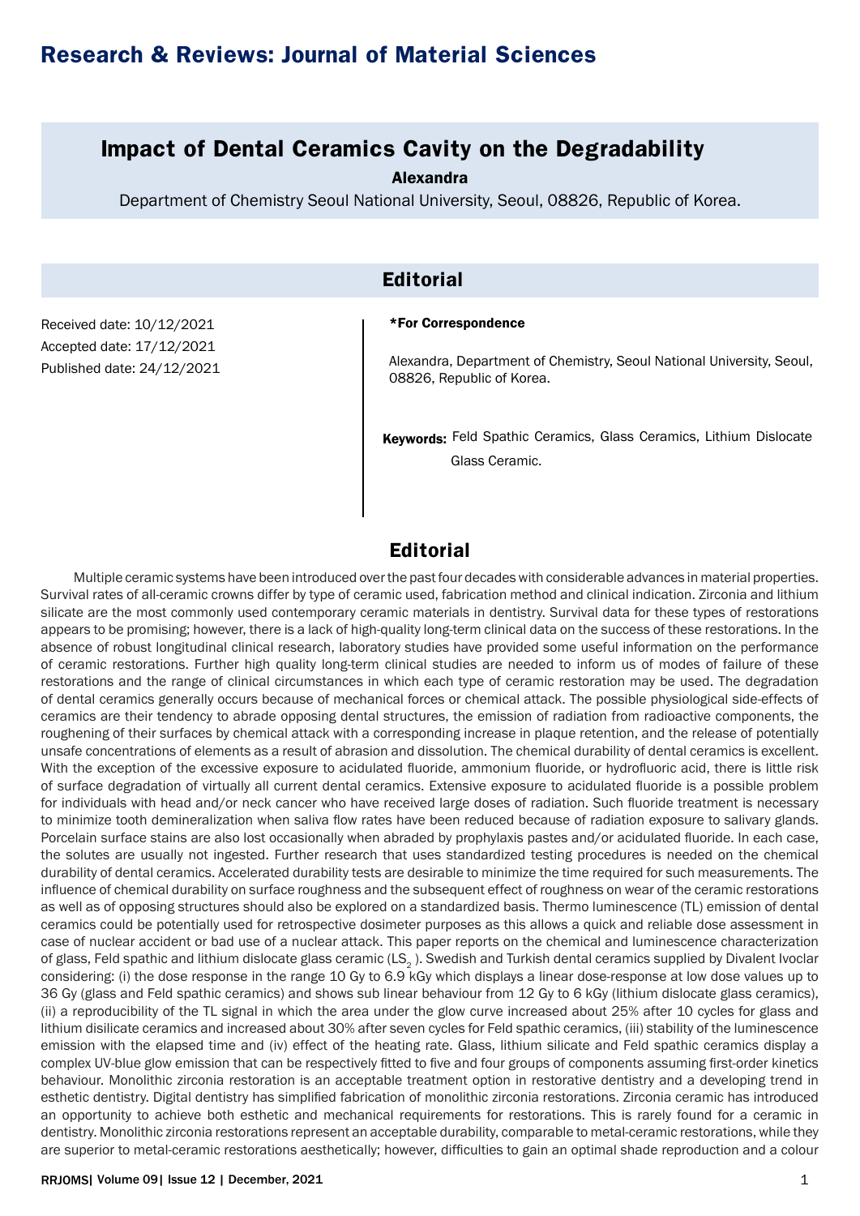# Research & Reviews: Journal of Material Sciences

## Impact of Dental Ceramics Cavity on the Degradability

**Alexandra**

Department of Chemistry Seoul National University, Seoul, 08826, Republic of Korea.

## Editorial

Received date: 10/12/2021

Accepted date: 17/12/2021

Published date: 24/12/2021

***For Correspondence**

Alexandra, Department of Chemistry, Seoul National University, Seoul, 08826, Republic of Korea.

**Keywords:** Feld Spathic Ceramics, Glass Ceramics, Lithium Dislocate Glass Ceramic.

## Editorial

Multiple ceramic systems have been introduced over the past four decades with considerable advances in material properties. Survival rates of all-ceramic crowns differ by type of ceramic used, fabrication method and clinical indication. Zirconia and lithium silicate are the most commonly used contemporary ceramic materials in dentistry. Survival data for these types of restorations appears to be promising; however, there is a lack of high-quality long-term clinical data on the success of these restorations. In the absence of robust longitudinal clinical research, laboratory studies have provided some useful information on the performance of ceramic restorations. Further high quality long-term clinical studies are needed to inform us of modes of failure of these restorations and the range of clinical circumstances in which each type of ceramic restoration may be used. The degradation of dental ceramics generally occurs because of mechanical forces or chemical attack. The possible physiological side-effects of ceramics are their tendency to abrade opposing dental structures, the emission of radiation from radioactive components, the roughening of their surfaces by chemical attack with a corresponding increase in plaque retention, and the release of potentially unsafe concentrations of elements as a result of abrasion and dissolution. The chemical durability of dental ceramics is excellent. With the exception of the excessive exposure to acidulated fluoride, ammonium fluoride, or hydrofluoric acid, there is little risk of surface degradation of virtually all current dental ceramics. Extensive exposure to acidulated fluoride is a possible problem for individuals with head and/or neck cancer who have received large doses of radiation. Such fluoride treatment is necessary to minimize tooth demineralization when saliva flow rates have been reduced because of radiation exposure to salivary glands. Porcelain surface stains are also lost occasionally when abraded by prophylaxis pastes and/or acidulated fluoride. In each case, the solutes are usually not ingested. Further research that uses standardized testing procedures is needed on the chemical durability of dental ceramics. Accelerated durability tests are desirable to minimize the time required for such measurements. The influence of chemical durability on surface roughness and the subsequent effect of roughness on wear of the ceramic restorations as well as of opposing structures should also be explored on a standardized basis. Thermo luminescence (TL) emission of dental ceramics could be potentially used for retrospective dosimeter purposes as this allows a quick and reliable dose assessment in case of nuclear accident or bad use of a nuclear attack. This paper reports on the chemical and luminescence characterization of glass, Feld spathic and lithium dislocate glass ceramic ($LS_2$ ). Swedish and Turkish dental ceramics supplied by Divalent Ivoclar considering: (i) the dose response in the range 10 Gy to 6.9 kGy which displays a linear dose-response at low dose values up to 36 Gy (glass and Feld spathic ceramics) and shows sub linear behaviour from 12 Gy to 6 kGy (lithium dislocate glass ceramics), (ii) a reproducibility of the TL signal in which the area under the glow curve increased about 25% after 10 cycles for glass and lithium disilicate ceramics and increased about 30% after seven cycles for Feld spathic ceramics, (iii) stability of the luminescence emission with the elapsed time and (iv) effect of the heating rate. Glass, lithium silicate and Feld spathic ceramics display a complex UV-blue glow emission that can be respectively fitted to five and four groups of components assuming first-order kinetics behaviour. Monolithic zirconia restoration is an acceptable treatment option in restorative dentistry and a developing trend in esthetic dentistry. Digital dentistry has simplified fabrication of monolithic zirconia restorations. Zirconia ceramic has introduced an opportunity to achieve both esthetic and mechanical requirements for restorations. This is rarely found for a ceramic in dentistry. Monolithic zirconia restorations represent an acceptable durability, comparable to metal-ceramic restorations, while they are superior to metal-ceramic restorations aesthetically; however, difficulties to gain an optimal shade reproduction and a colour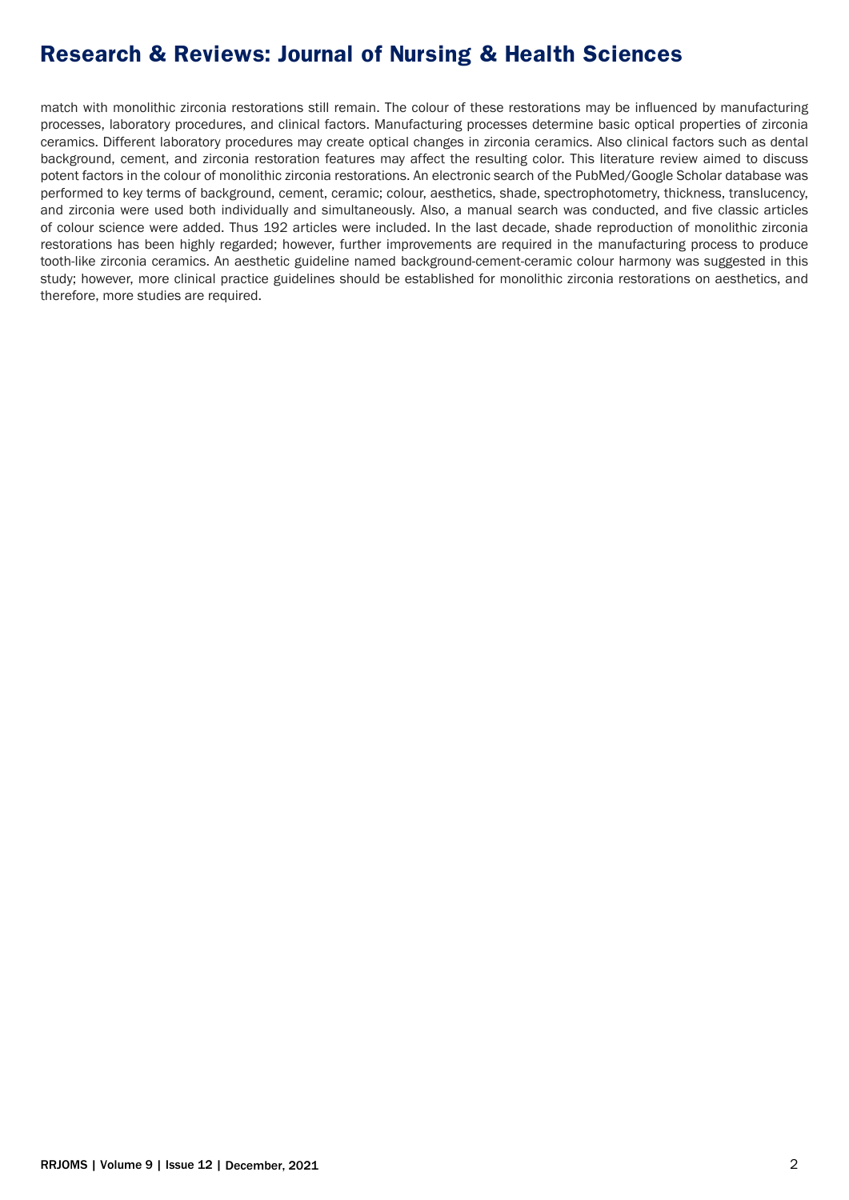match with monolithic zirconia restorations still remain. The colour of these restorations may be influenced by manufacturing processes, laboratory procedures, and clinical factors. Manufacturing processes determine basic optical properties of zirconia ceramics. Different laboratory procedures may create optical changes in zirconia ceramics. Also clinical factors such as dental background, cement, and zirconia restoration features may affect the resulting color. This literature review aimed to discuss potent factors in the colour of monolithic zirconia restorations. An electronic search of the PubMed/Google Scholar database was performed to key terms of background, cement, ceramic; colour, aesthetics, shade, spectrophotometry, thickness, translucency, and zirconia were used both individually and simultaneously. Also, a manual search was conducted, and five classic articles of colour science were added. Thus 192 articles were included. In the last decade, shade reproduction of monolithic zirconia restorations has been highly regarded; however, further improvements are required in the manufacturing process to produce tooth-like zirconia ceramics. An aesthetic guideline named background-cement-ceramic colour harmony was suggested in this study; however, more clinical practice guidelines should be established for monolithic zirconia restorations on aesthetics, and therefore, more studies are required.